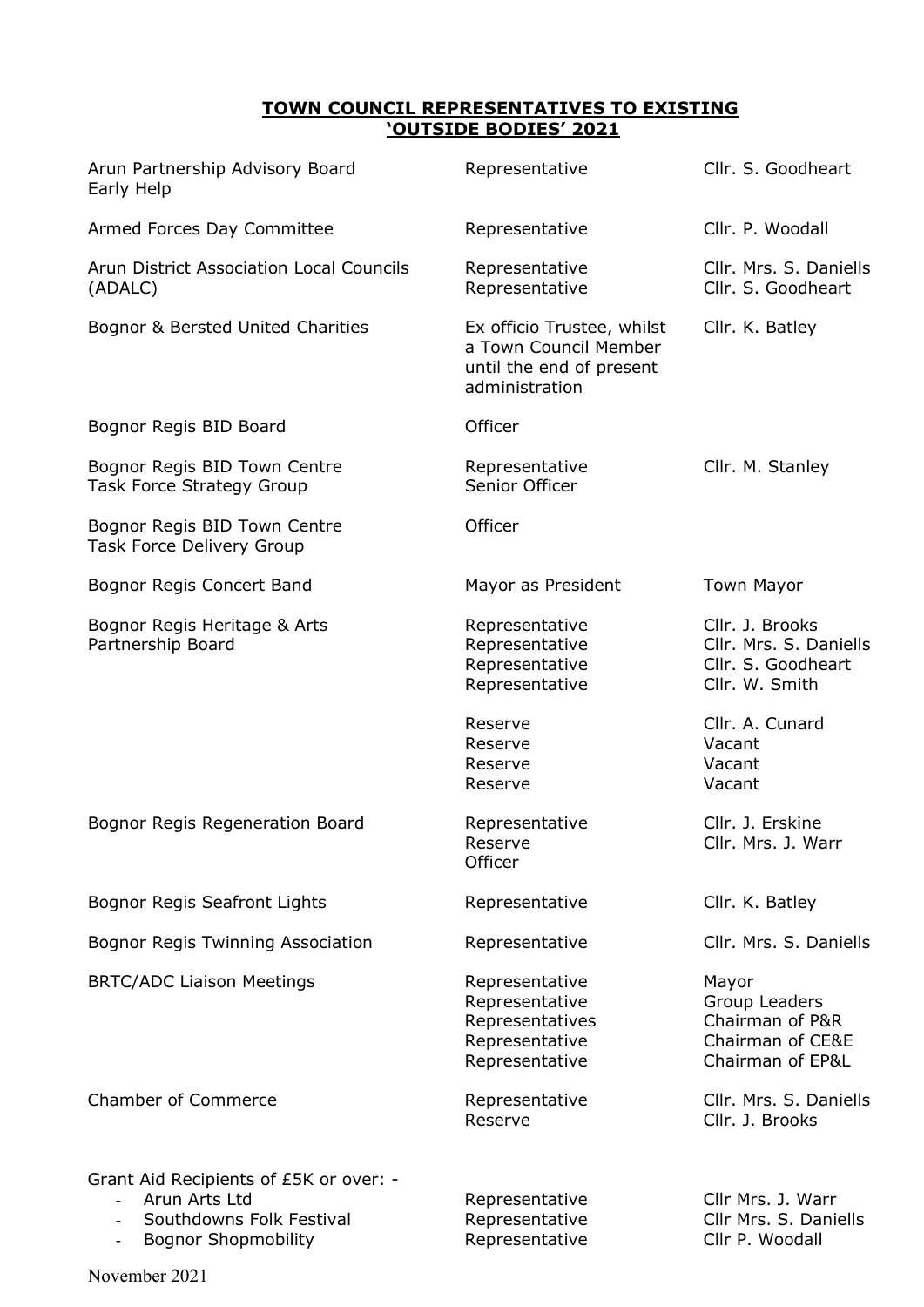# TOWN COUNCIL REPRESENTATIVES TO EXISTING 'OUTSIDE BODIES' 2021

| Body | Role | Member |
|---|---|---|
| Arun Partnership Advisory Board Early Help | Representative | Cllr. S. Goodheart |
| Armed Forces Day Committee | Representative | Cllr. P. Woodall |
| Arun District Association Local Councils (ADALC) | Representative<br>Representative | Cllr. Mrs. S. Daniells<br>Cllr. S. Goodheart |
| Bognor & Bersted United Charities | Ex officio Trustee, whilst a Town Council Member until the end of present administration | Cllr. K. Batley |
| Bognor Regis BID Board | Officer | |
| Bognor Regis BID Town Centre Task Force Strategy Group | Representative<br>Senior Officer | Cllr. M. Stanley |
| Bognor Regis BID Town Centre Task Force Delivery Group | Officer | |
| Bognor Regis Concert Band | Mayor as President | Town Mayor |
| Bognor Regis Heritage & Arts Partnership Board | Representative<br>Representative<br>Representative<br>Representative | Cllr. J. Brooks<br>Cllr. Mrs. S. Daniells<br>Cllr. S. Goodheart<br>Cllr. W. Smith |
| | Reserve<br>Reserve<br>Reserve<br>Reserve | Cllr. A. Cunard<br>Vacant<br>Vacant<br>Vacant |
| Bognor Regis Regeneration Board | Representative<br>Reserve<br>Officer | Cllr. J. Erskine<br>Cllr. Mrs. J. Warr |
| Bognor Regis Seafront Lights | Representative | Cllr. K. Batley |
| Bognor Regis Twinning Association | Representative | Cllr. Mrs. S. Daniells |
| BRTC/ADC Liaison Meetings | Representative<br>Representative<br>Representatives<br>Representative<br>Representative | Mayor<br>Group Leaders<br>Chairman of P&R<br>Chairman of CE&E<br>Chairman of EP&L |
| Chamber of Commerce | Representative<br>Reserve | Cllr. Mrs. S. Daniells<br>Cllr. J. Brooks |
| Grant Aid Recipients of £5K or over: -<br>- Arun Arts Ltd<br>- Southdowns Folk Festival<br>- Bognor Shopmobility | <br>Representative<br>Representative<br>Representative | <br>Cllr Mrs. J. Warr<br>Cllr Mrs. S. Daniells<br>Cllr P. Woodall |

November 2021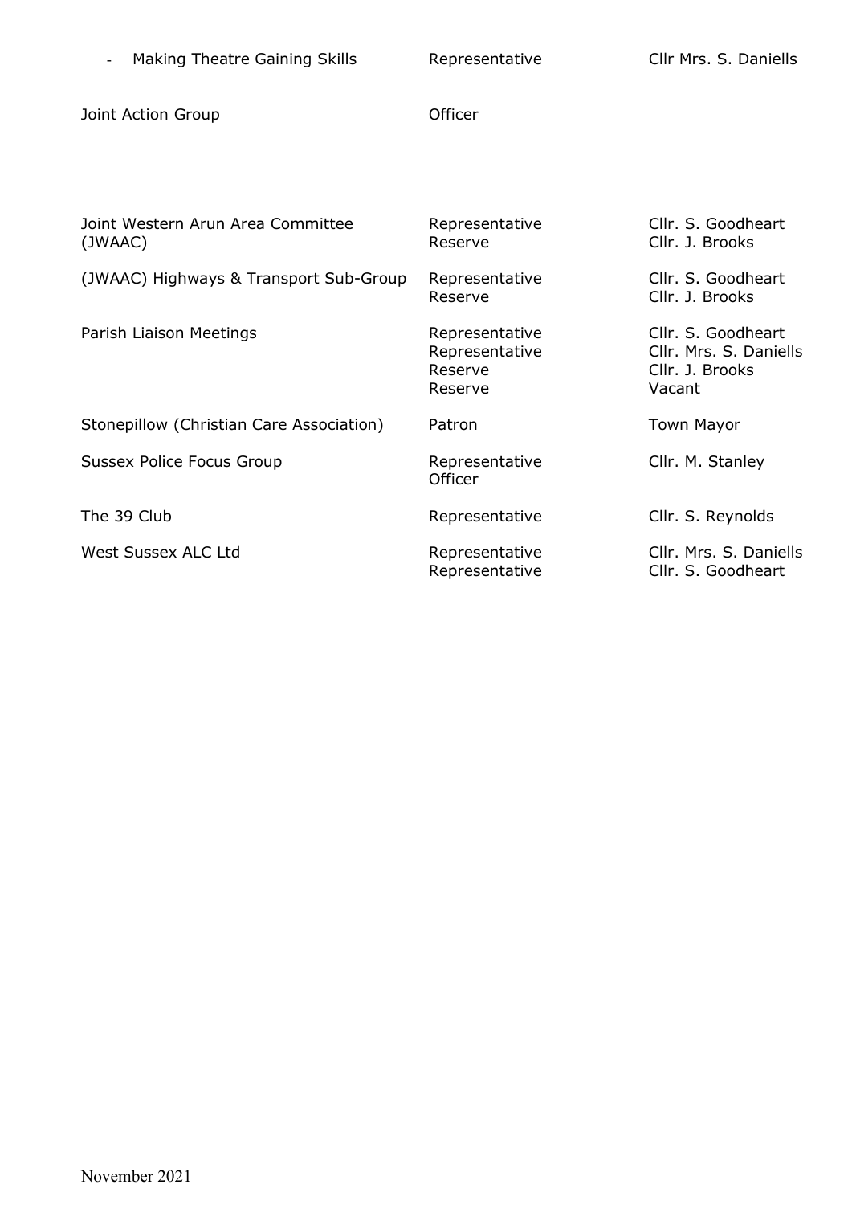| | | |
|---|---|---|
| - Making Theatre Gaining Skills | Representative | Cllr Mrs. S. Daniells |
| Joint Action Group | Officer | |
| Joint Western Arun Area Committee (JWAAC) | Representative<br>Reserve | Cllr. S. Goodheart<br>Cllr. J. Brooks |
| (JWAAC) Highways & Transport Sub-Group | Representative<br>Reserve | Cllr. S. Goodheart<br>Cllr. J. Brooks |
| Parish Liaison Meetings | Representative<br>Representative<br>Reserve<br>Reserve | Cllr. S. Goodheart<br>Cllr. Mrs. S. Daniells<br>Cllr. J. Brooks<br>Vacant |
| Stonepillow (Christian Care Association) | Patron | Town Mayor |
| Sussex Police Focus Group | Representative<br>Officer | Cllr. M. Stanley |
| The 39 Club | Representative | Cllr. S. Reynolds |
| West Sussex ALC Ltd | Representative<br>Representative | Cllr. Mrs. S. Daniells<br>Cllr. S. Goodheart |

November 2021